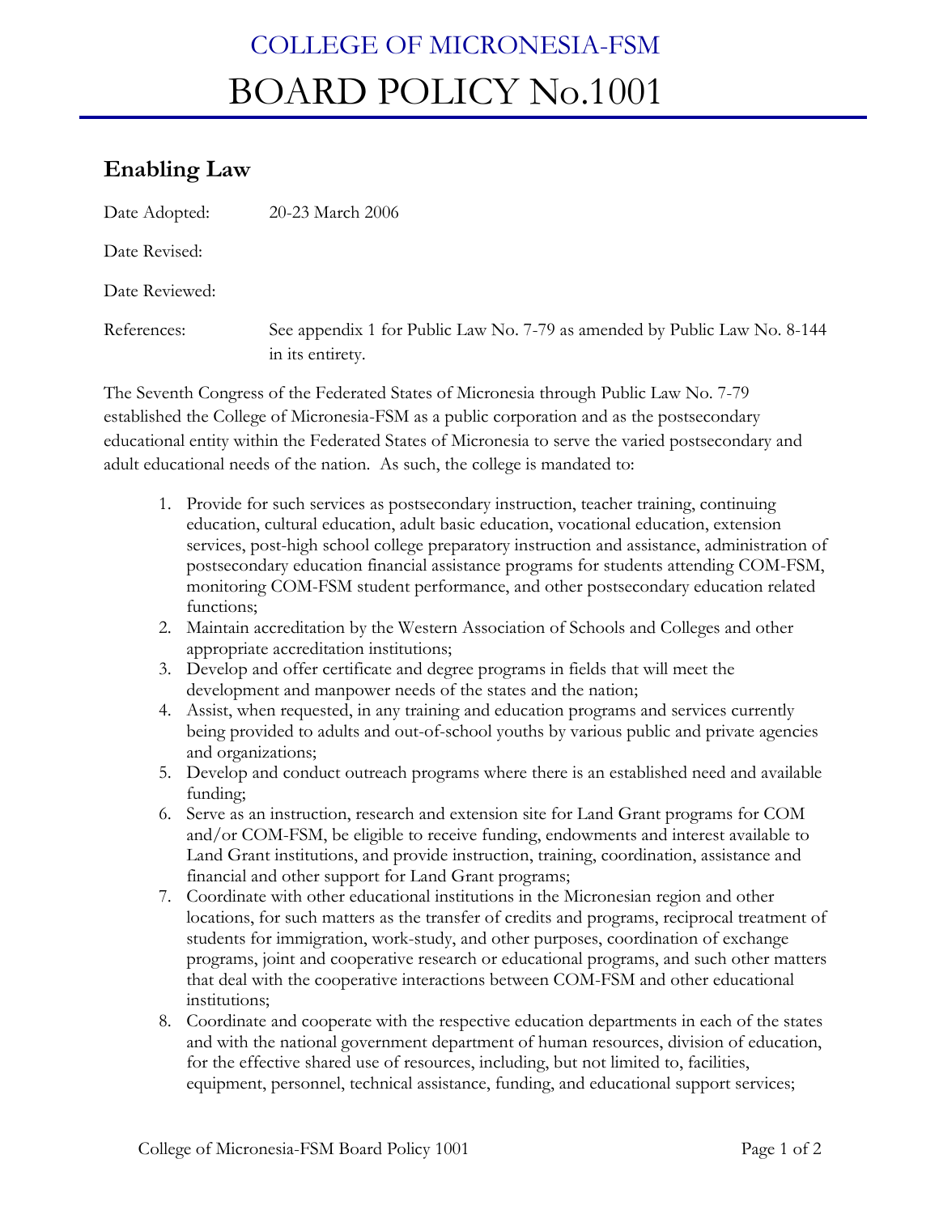# COLLEGE OF MICRONESIA-FSM

# BOARD POLICY No.1001

## Enabling Law

Date Adopted: 20-23 March 2006

Date Revised:

Date Reviewed:

References: See appendix 1 for Public Law No. 7-79 as amended by Public Law No. 8-144 in its entirety.

The Seventh Congress of the Federated States of Micronesia through Public Law No. 7-79 established the College of Micronesia-FSM as a public corporation and as the postsecondary educational entity within the Federated States of Micronesia to serve the varied postsecondary and adult educational needs of the nation. As such, the college is mandated to:

1. Provide for such services as postsecondary instruction, teacher training, continuing education, cultural education, adult basic education, vocational education, extension services, post-high school college preparatory instruction and assistance, administration of postsecondary education financial assistance programs for students attending COM-FSM, monitoring COM-FSM student performance, and other postsecondary education related functions;
2. Maintain accreditation by the Western Association of Schools and Colleges and other appropriate accreditation institutions;
3. Develop and offer certificate and degree programs in fields that will meet the development and manpower needs of the states and the nation;
4. Assist, when requested, in any training and education programs and services currently being provided to adults and out-of-school youths by various public and private agencies and organizations;
5. Develop and conduct outreach programs where there is an established need and available funding;
6. Serve as an instruction, research and extension site for Land Grant programs for COM and/or COM-FSM, be eligible to receive funding, endowments and interest available to Land Grant institutions, and provide instruction, training, coordination, assistance and financial and other support for Land Grant programs;
7. Coordinate with other educational institutions in the Micronesian region and other locations, for such matters as the transfer of credits and programs, reciprocal treatment of students for immigration, work-study, and other purposes, coordination of exchange programs, joint and cooperative research or educational programs, and such other matters that deal with the cooperative interactions between COM-FSM and other educational institutions;
8. Coordinate and cooperate with the respective education departments in each of the states and with the national government department of human resources, division of education, for the effective shared use of resources, including, but not limited to, facilities, equipment, personnel, technical assistance, funding, and educational support services;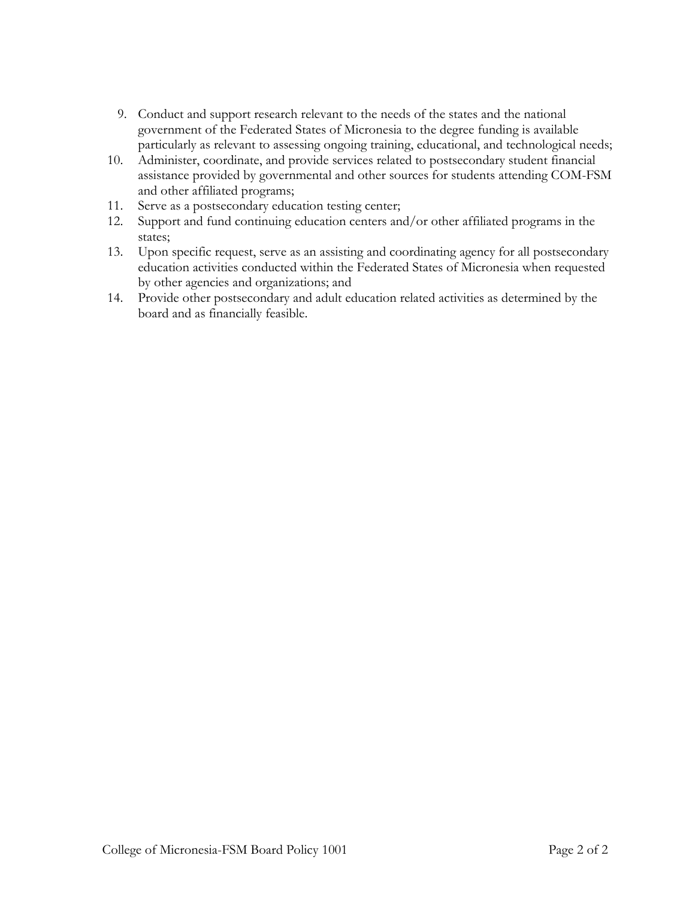9. Conduct and support research relevant to the needs of the states and the national government of the Federated States of Micronesia to the degree funding is available particularly as relevant to assessing ongoing training, educational, and technological needs;
10. Administer, coordinate, and provide services related to postsecondary student financial assistance provided by governmental and other sources for students attending COM-FSM and other affiliated programs;
11. Serve as a postsecondary education testing center;
12. Support and fund continuing education centers and/or other affiliated programs in the states;
13. Upon specific request, serve as an assisting and coordinating agency for all postsecondary education activities conducted within the Federated States of Micronesia when requested by other agencies and organizations; and
14. Provide other postsecondary and adult education related activities as determined by the board and as financially feasible.